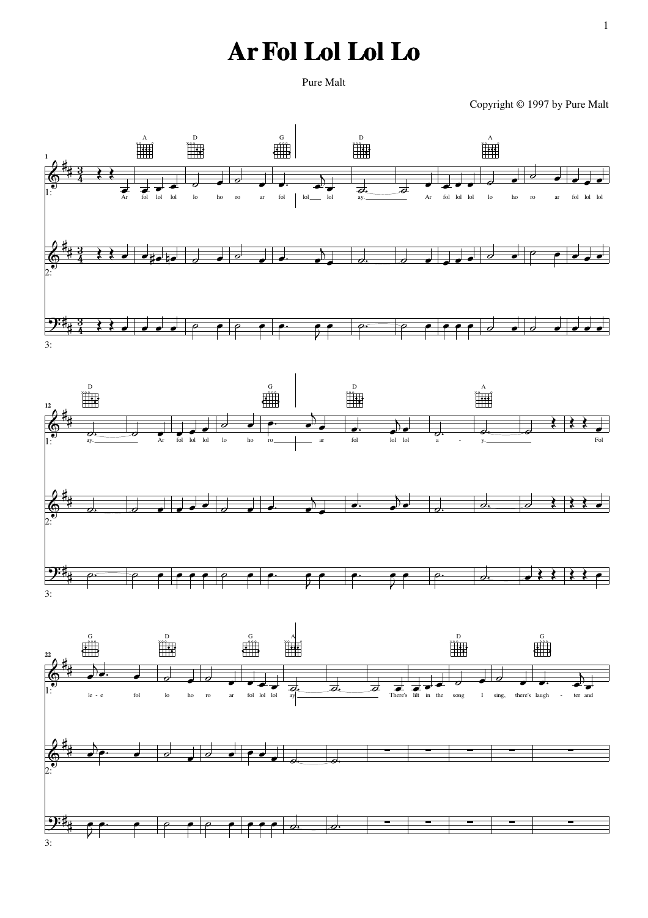# Ar Fol Lol Lol Lo

Pure Malt

Copyright © 1997 by Pure Malt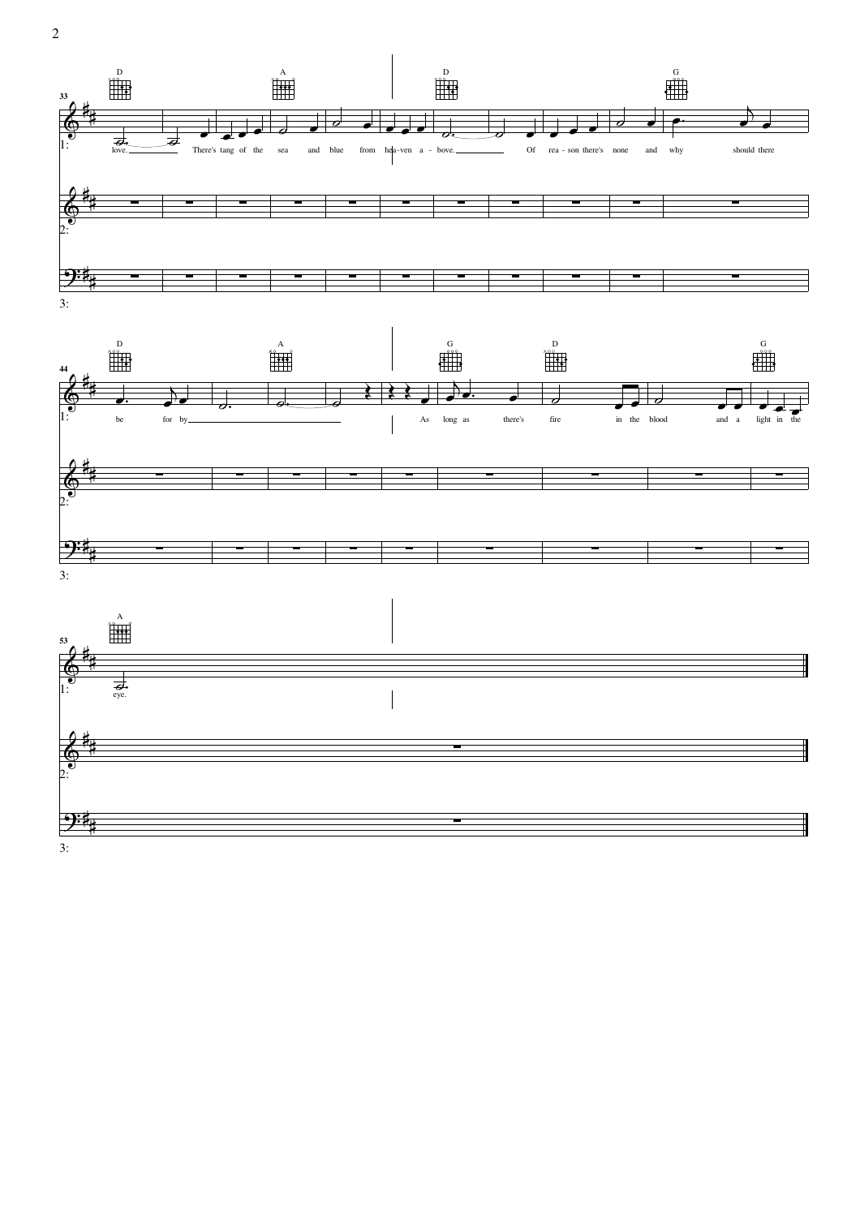D A D G

33

1: love. There's tang of the sea and blue from hea-ven a - bove. Of rea - son there's none and why should there

2:

3:

D A G D G

44

1: be for by As long as there's fire in the blood and a light in the

2:

3:

A

53

1: eye.

2:

3: